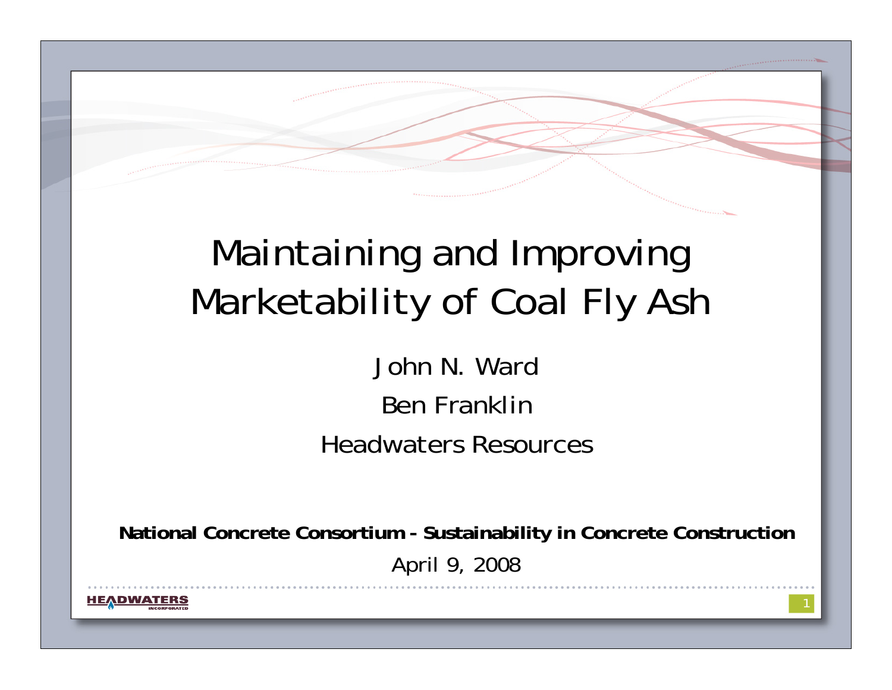# Maintaining and Improving Marketability of Coal Fly Ash

John N. Ward

Ben Franklin

Headwaters Resources

**National Concrete Consortium - Sustainability in Concrete Construction**

April 9, 2008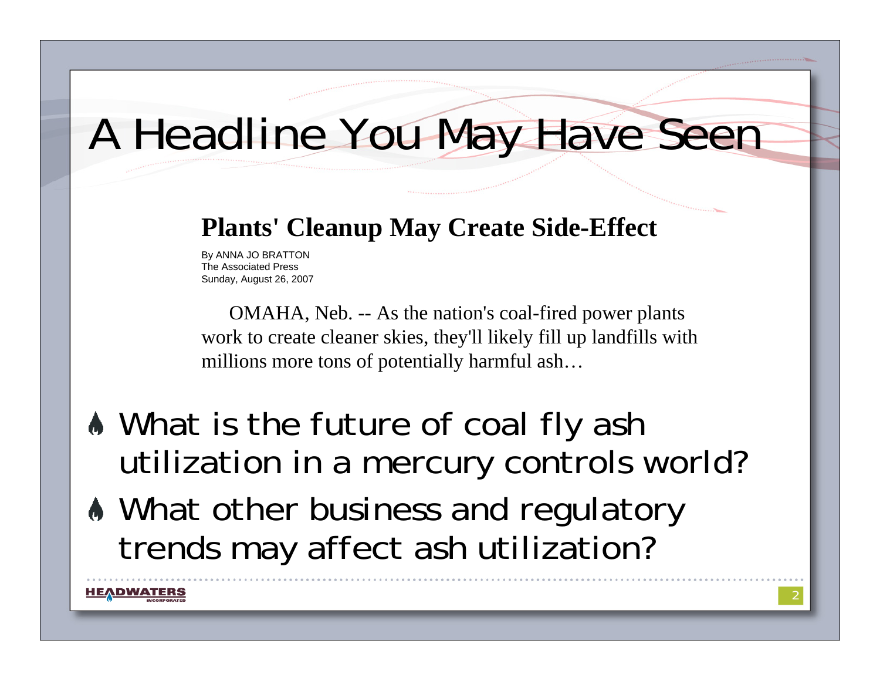# A Headline You May Have Seen

## Plants' Cleanup May Create Side-Effect

By ANNA JO BRATTON
The Associated Press
Sunday, August 26, 2007

OMAHA, Neb. -- As the nation's coal-fired power plants work to create cleaner skies, they'll likely fill up landfills with millions more tons of potentially harmful ash…

- What is the future of coal fly ash utilization in a mercury controls world?
- What other business and regulatory trends may affect ash utilization?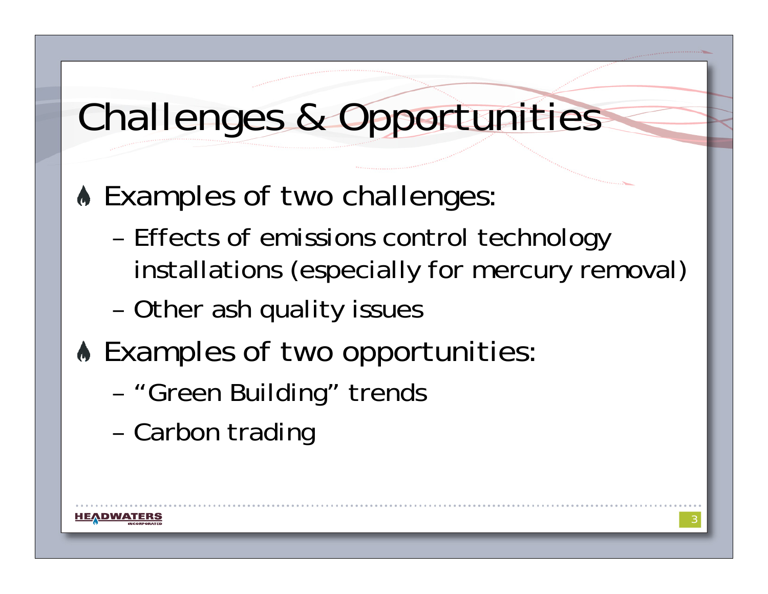# Challenges & Opportunities

- Examples of two challenges:
  - Effects of emissions control technology installations (especially for mercury removal)
  - Other ash quality issues
- Examples of two opportunities:
  - "Green Building" trends
  - Carbon trading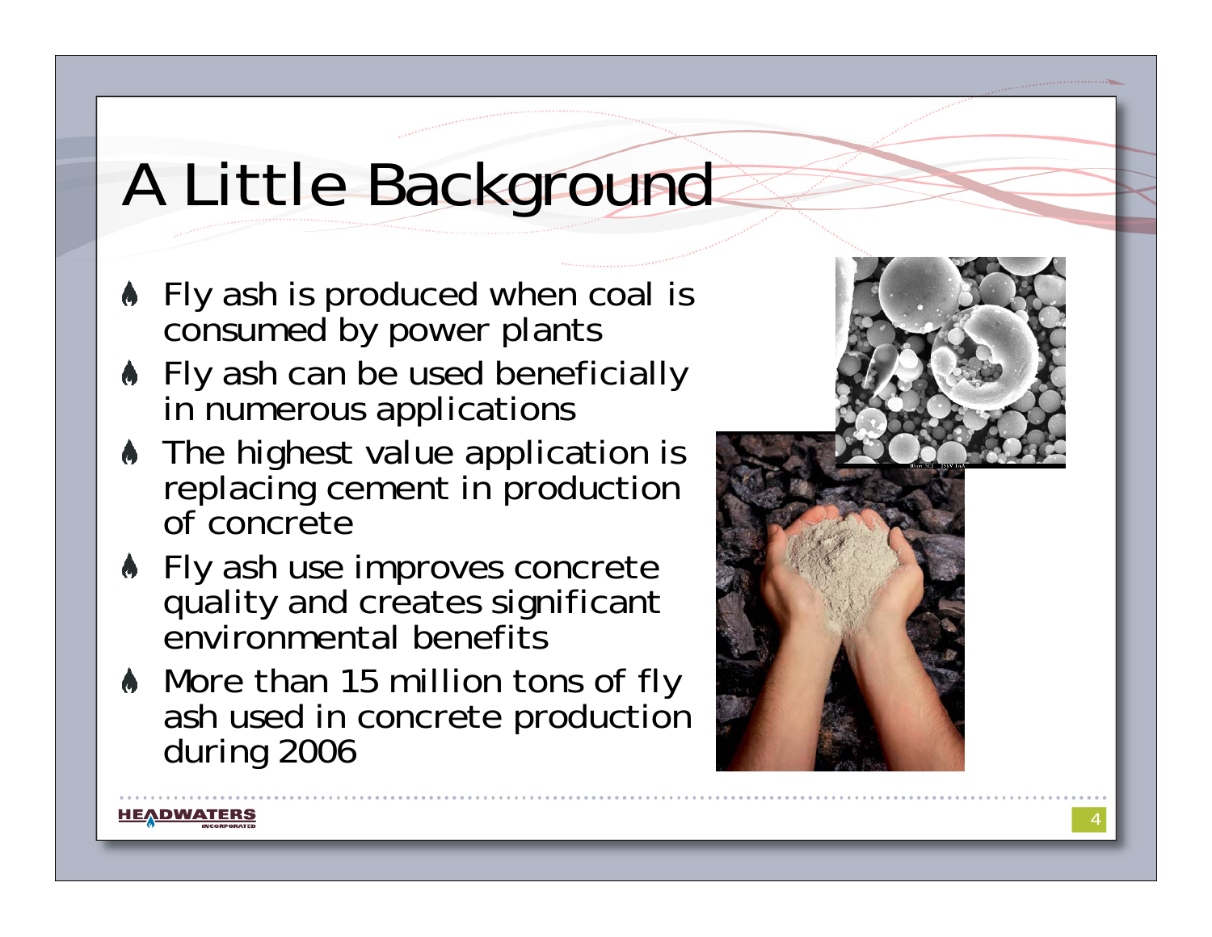# A Little Background

- Fly ash is produced when coal is consumed by power plants
- Fly ash can be used beneficially in numerous applications
- The highest value application is replacing cement in production of concrete
- Fly ash use improves concrete quality and creates significant environmental benefits
- More than 15 million tons of fly ash used in concrete production during 2006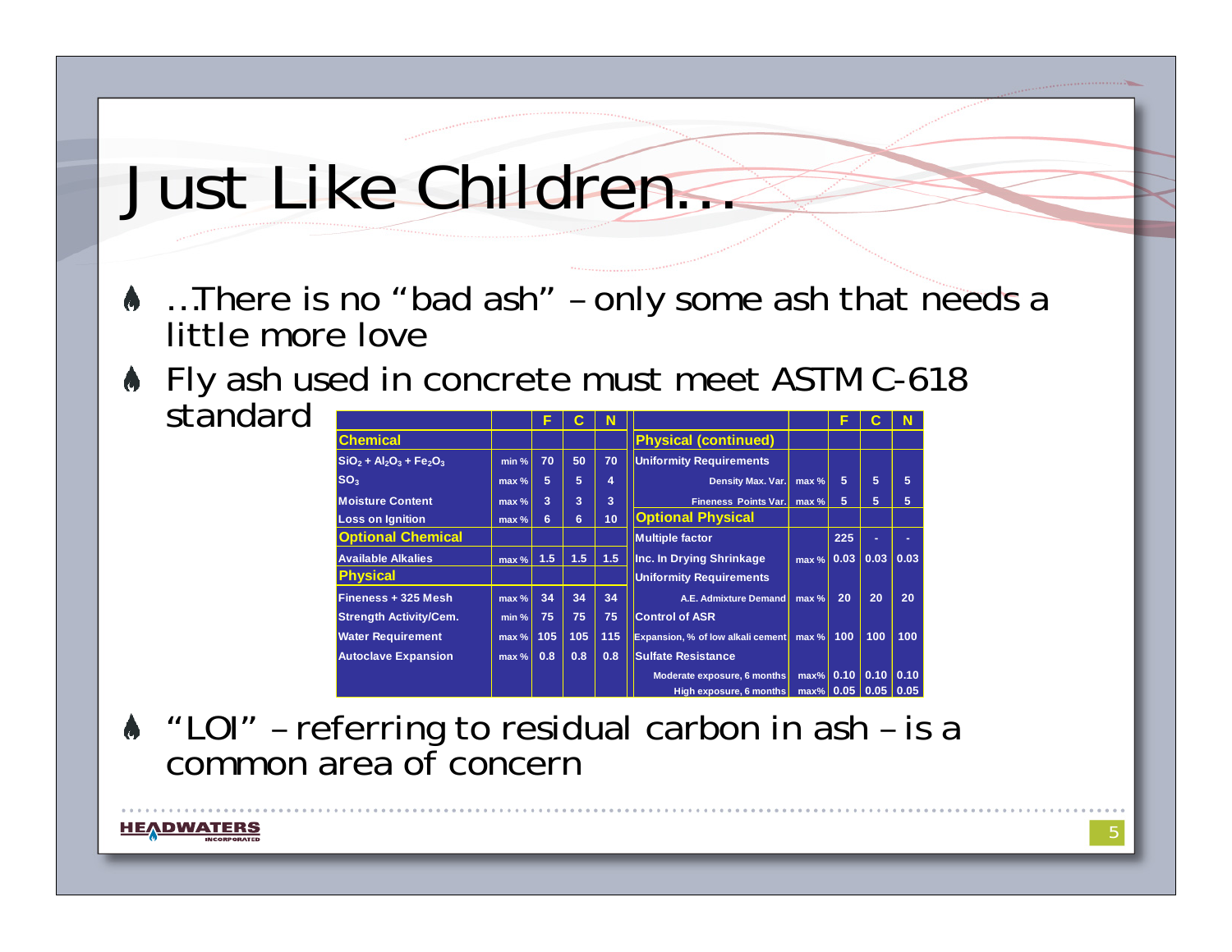# Just Like Children...

- ...There is no "bad ash" – only some ash that needs a little more love
- Fly ash used in concrete must meet ASTM C-618 standard

| | | F | C | N | | | F | C | N |
|---|---|---|---|---|---|---|---|---|---|
| **Chemical** | | | | | **Physical (continued)** | | | | |
| $SiO_2 + Al_2O_3 + Fe_2O_3$ | min % | 70 | 50 | 70 | Uniformity Requirements | | | | |
| $SO_3$ | max % | 5 | 5 | 4 | Density Max. Var. | max % | 5 | 5 | 5 |
| Moisture Content | max % | 3 | 3 | 3 | Fineness Points Var. | max % | 5 | 5 | 5 |
| Loss on Ignition | max % | 6 | 6 | 10 | **Optional Physical** | | | | |
| **Optional Chemical** | | | | | Multiple factor | | 225 | - | - |
| Available Alkalies | max % | 1.5 | 1.5 | 1.5 | Inc. In Drying Shrinkage | max % | 0.03 | 0.03 | 0.03 |
| **Physical** | | | | | Uniformity Requirements | | | | |
| Fineness + 325 Mesh | max % | 34 | 34 | 34 | A.E. Admixture Demand | max % | 20 | 20 | 20 |
| Strength Activity/Cem. | min % | 75 | 75 | 75 | Control of ASR | | | | |
| Water Requirement | max % | 105 | 105 | 115 | Expansion, % of low alkali cement | max % | 100 | 100 | 100 |
| Autoclave Expansion | max % | 0.8 | 0.8 | 0.8 | Sulfate Resistance | | | | |
| | | | | | Moderate exposure, 6 months | max% | 0.10 | 0.10 | 0.10 |
| | | | | | High exposure, 6 months | max% | 0.05 | 0.05 | 0.05 |

- "LOI" – referring to residual carbon in ash – is a common area of concern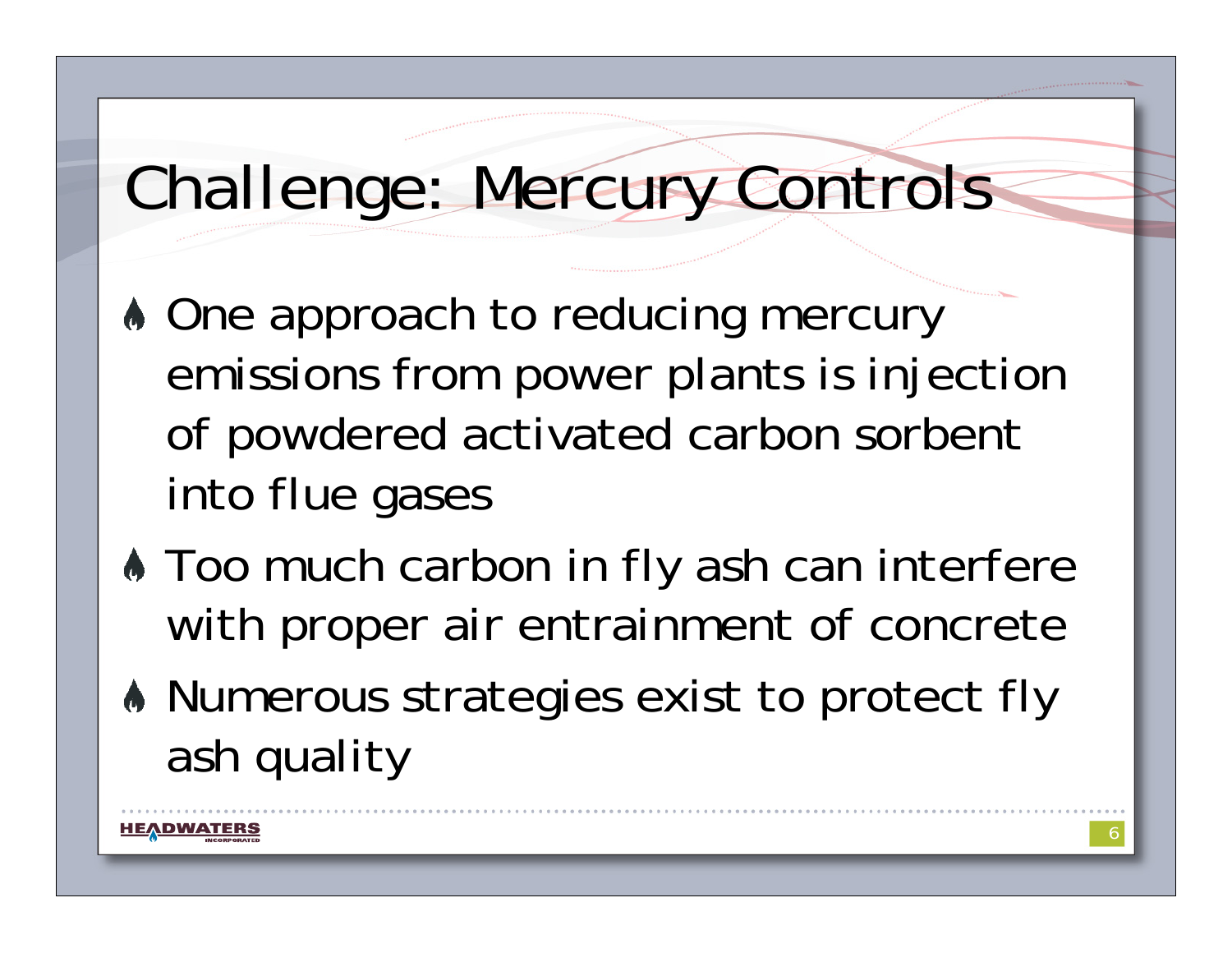# Challenge: Mercury Controls

- One approach to reducing mercury emissions from power plants is injection of powdered activated carbon sorbent into flue gases
- Too much carbon in fly ash can interfere with proper air entrainment of concrete
- Numerous strategies exist to protect fly ash quality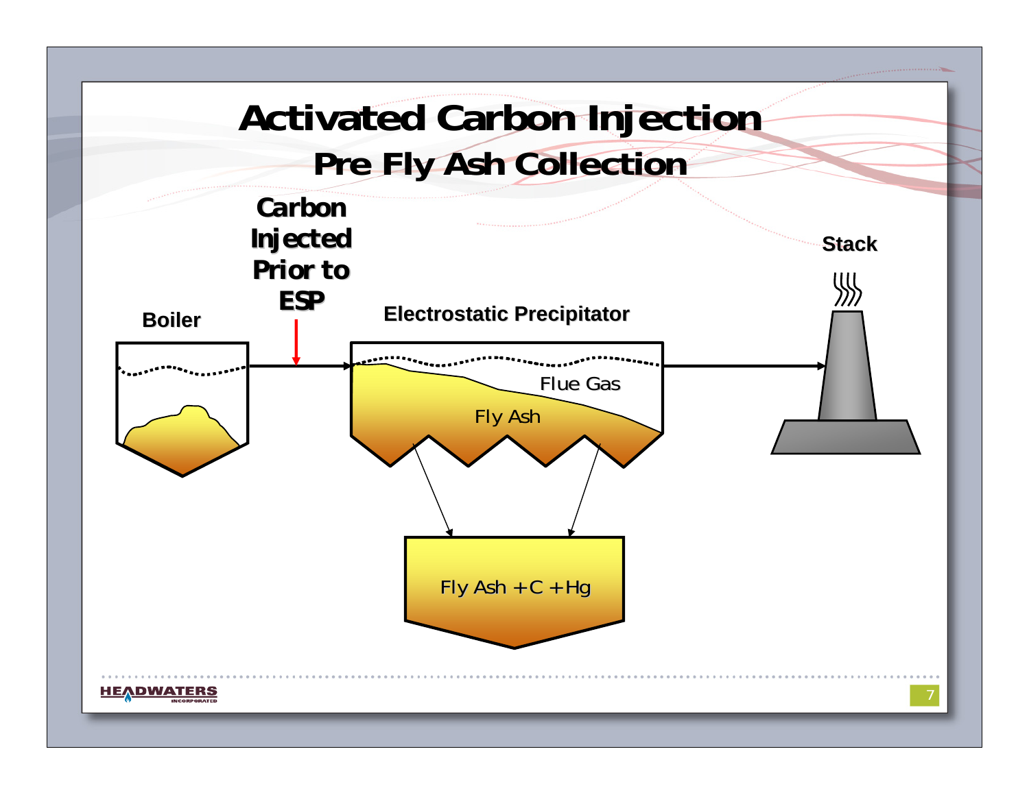# Activated Carbon Injection

## Pre Fly Ash Collection

**Carbon Injected Prior to ESP**

Boiler

Electrostatic Precipitator

Flue Gas

Fly Ash

Stack

Fly Ash + C + Hg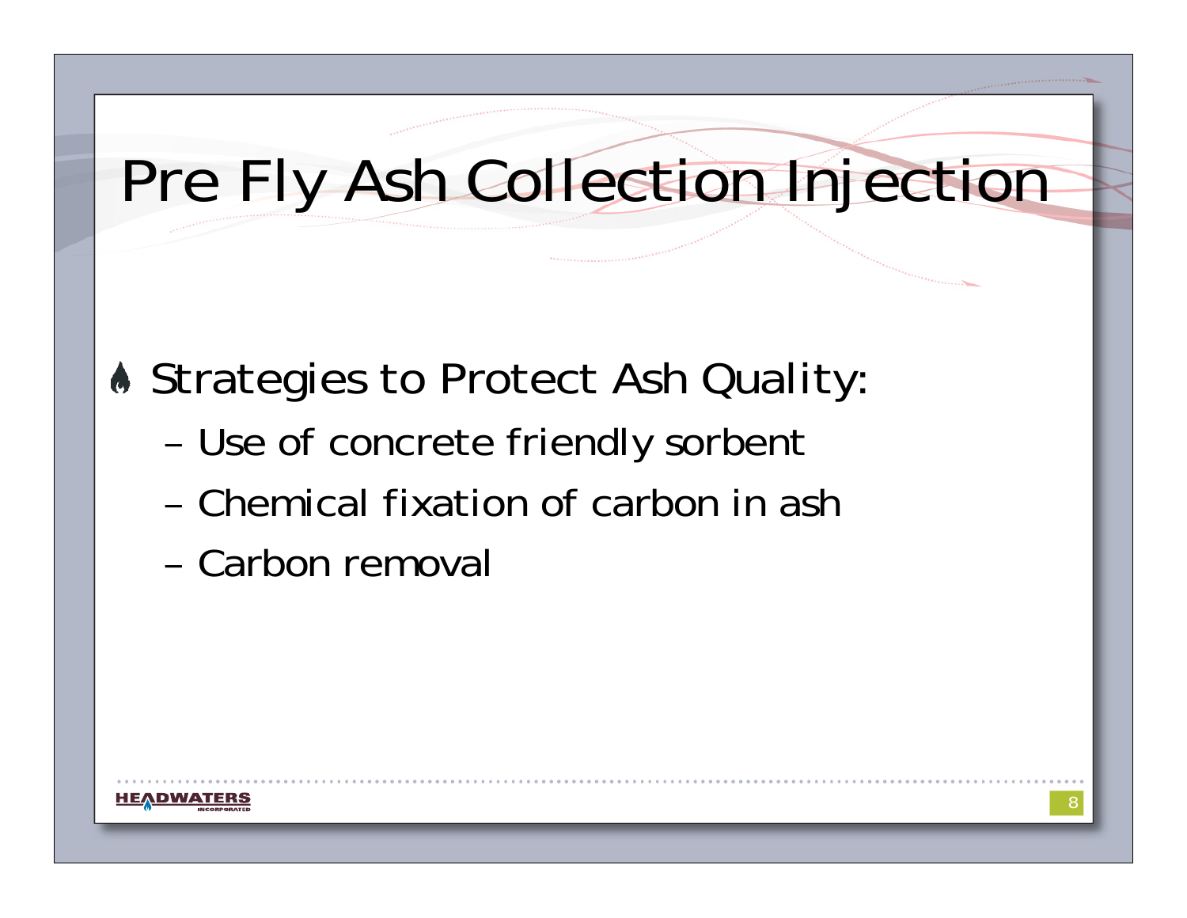# Pre Fly Ash Collection Injection

- Strategies to Protect Ash Quality:
  - Use of concrete friendly sorbent
  - Chemical fixation of carbon in ash
  - Carbon removal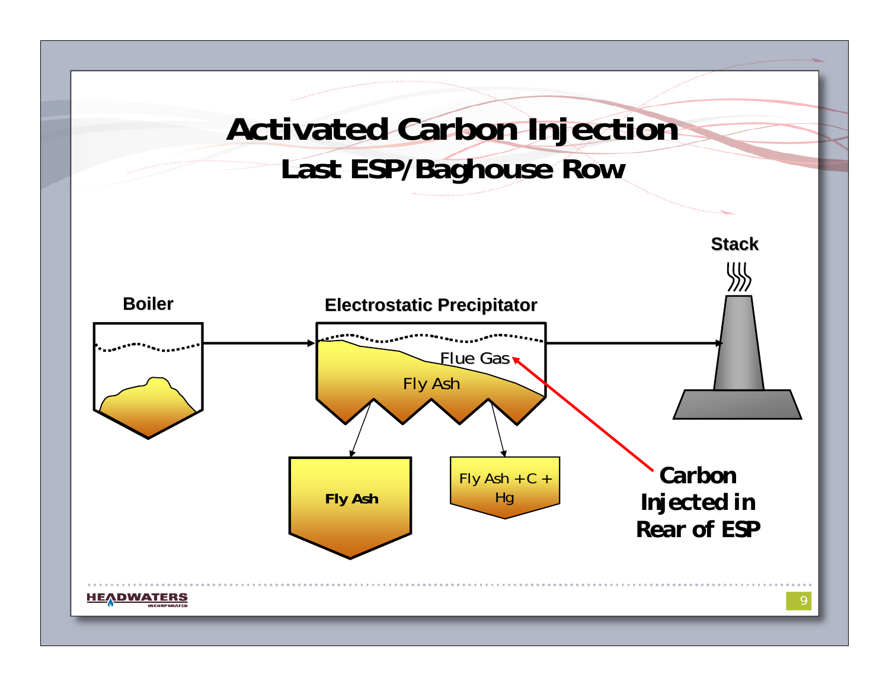# Activated Carbon Injection

## Last ESP/Baghouse Row

Boiler

Electrostatic Precipitator

Flue Gas

Fly Ash

Stack

**Fly Ash**

Fly Ash + C + Hg

**Carbon Injected in Rear of ESP**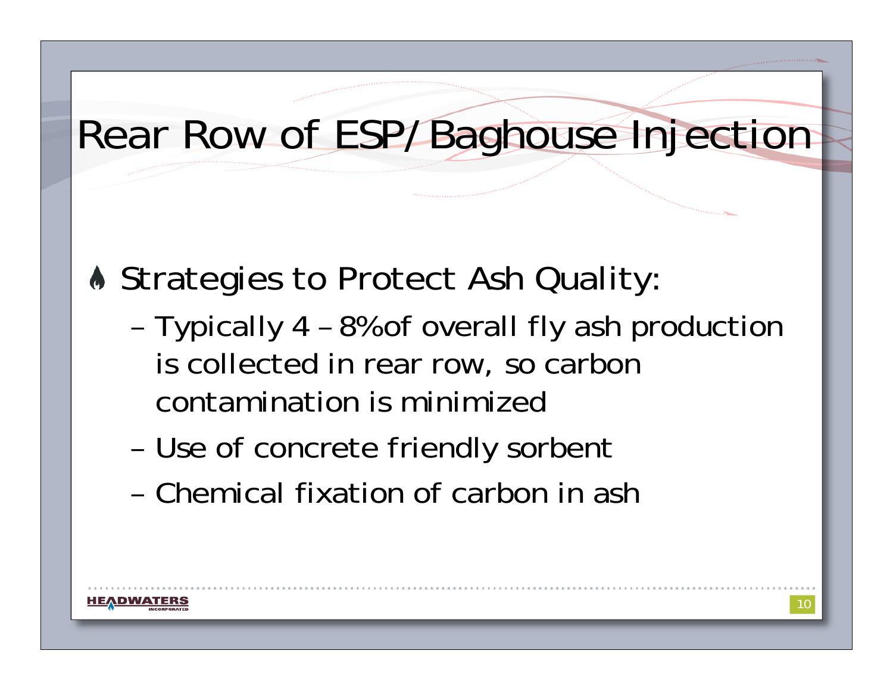# Rear Row of ESP/Baghouse Injection

- Strategies to Protect Ash Quality:
  - Typically 4 – 8% of overall fly ash production is collected in rear row, so carbon contamination is minimized
  - Use of concrete friendly sorbent
  - Chemical fixation of carbon in ash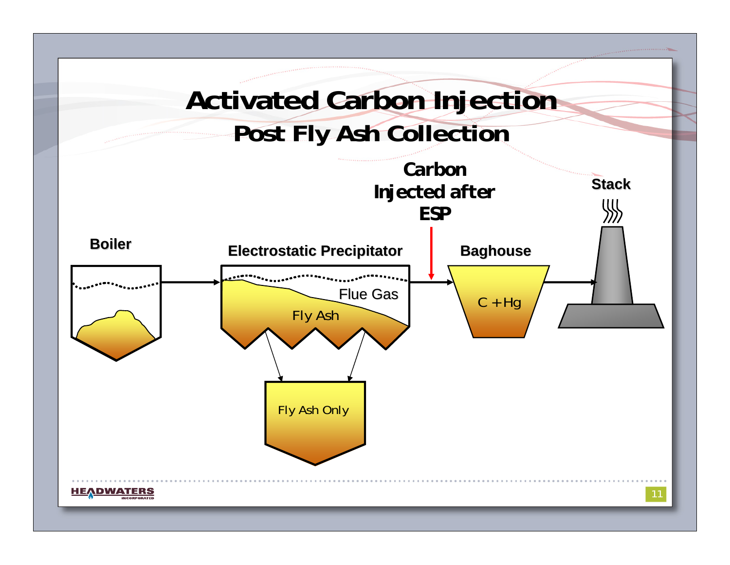# Activated Carbon Injection
## Post Fly Ash Collection

Carbon Injected after ESP

Stack

Boiler

Electrostatic Precipitator

Baghouse

Flue Gas

Fly Ash

C + Hg

Fly Ash Only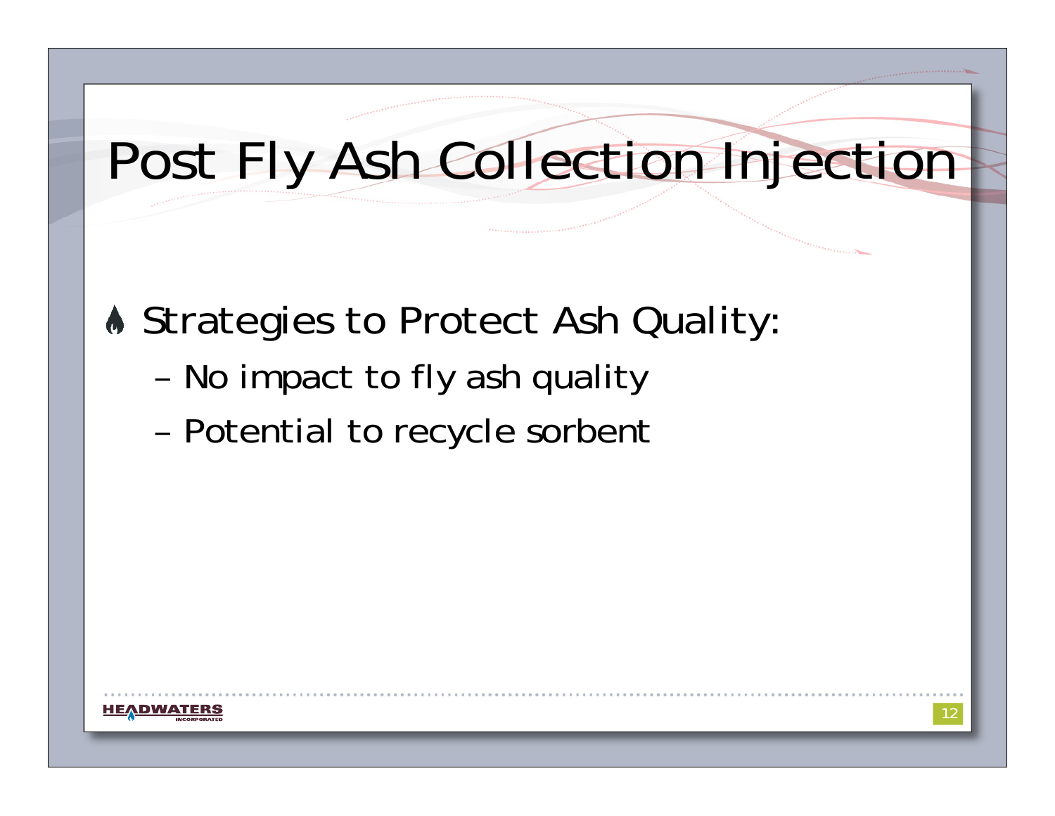# Post Fly Ash Collection Injection

- Strategies to Protect Ash Quality:
  - No impact to fly ash quality
  - Potential to recycle sorbent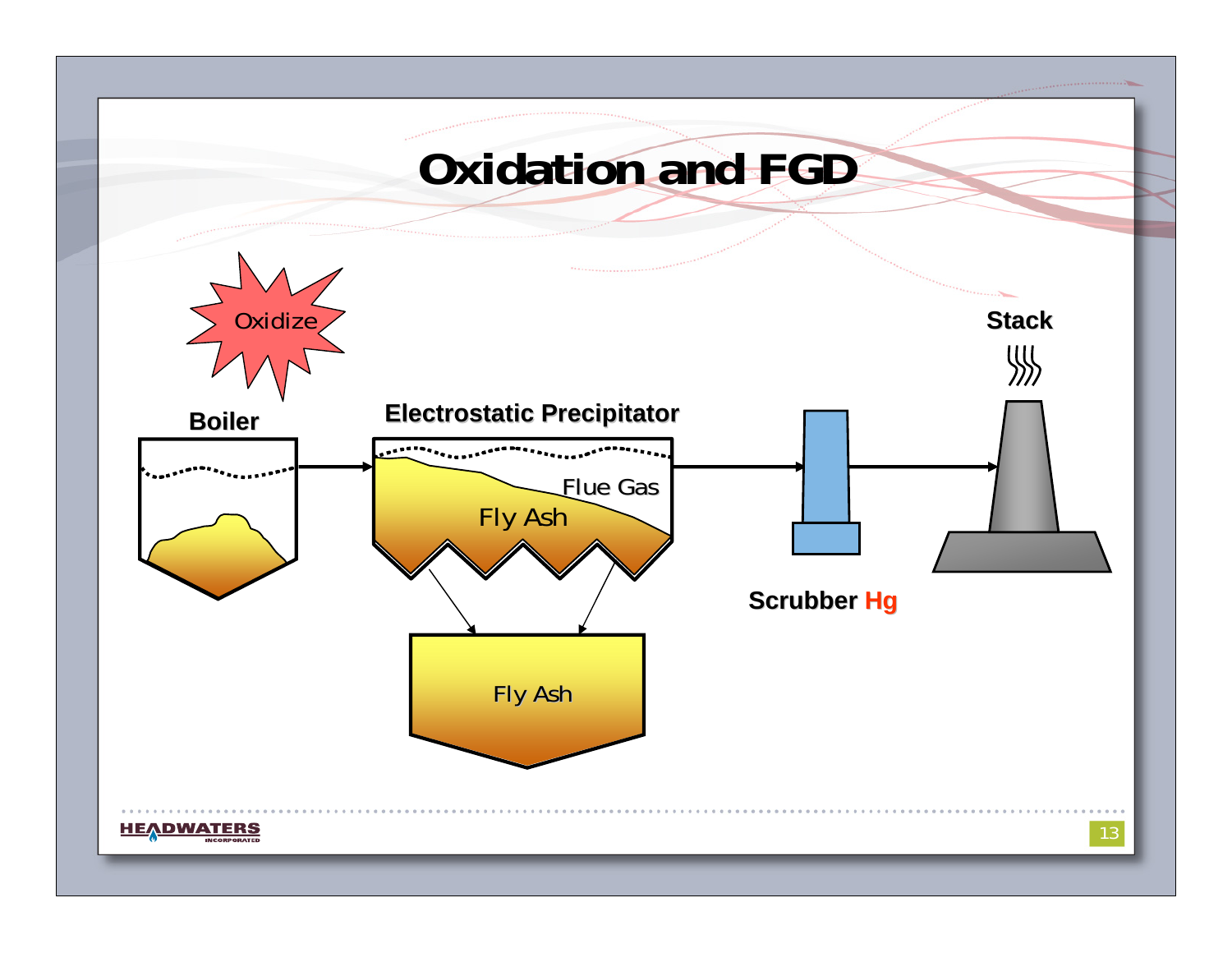# Oxidation and FGD

Oxidize

Boiler

Electrostatic Precipitator

Flue Gas

Fly Ash

Fly Ash

Scrubber Hg

Stack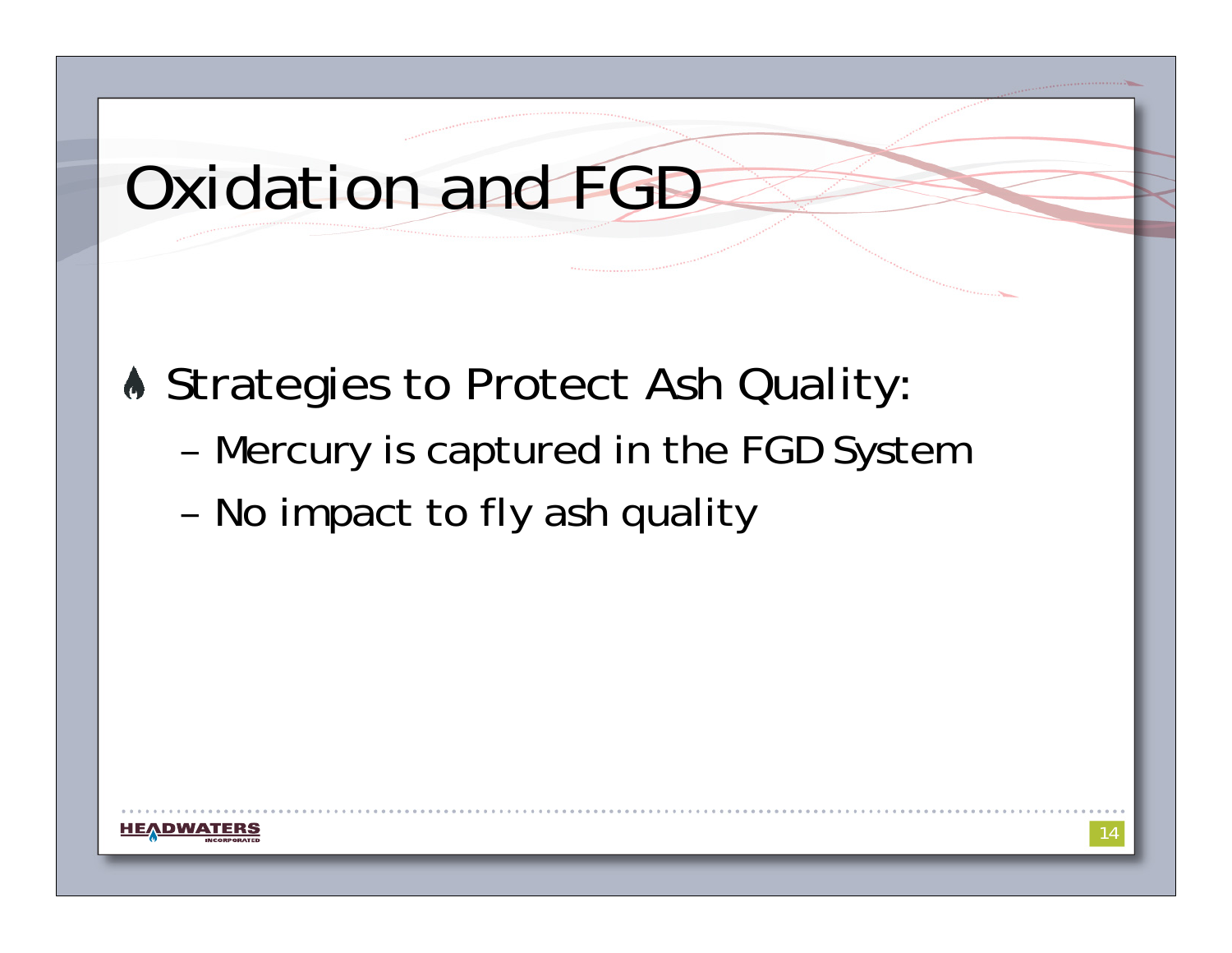# Oxidation and FGD

- Strategies to Protect Ash Quality:
  - Mercury is captured in the FGD System
  - No impact to fly ash quality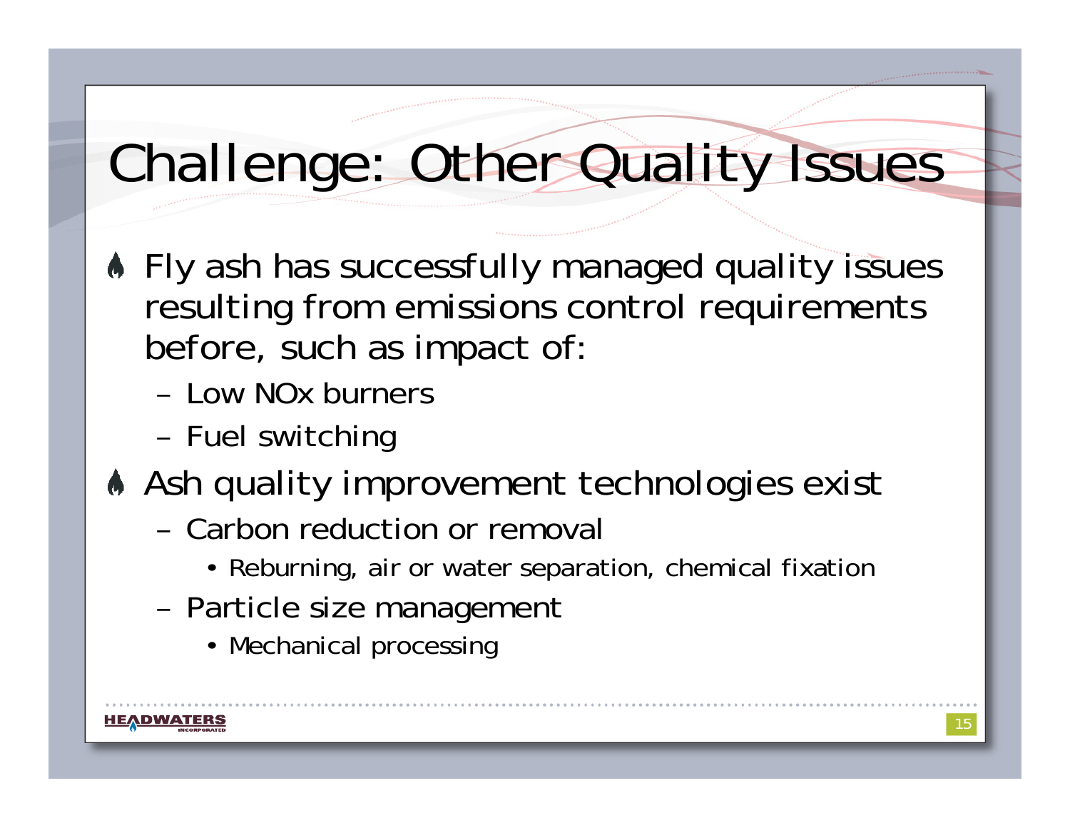# Challenge: Other Quality Issues

- Fly ash has successfully managed quality issues resulting from emissions control requirements before, such as impact of:
  - Low NOx burners
  - Fuel switching
- Ash quality improvement technologies exist
  - Carbon reduction or removal
    - Reburning, air or water separation, chemical fixation
  - Particle size management
    - Mechanical processing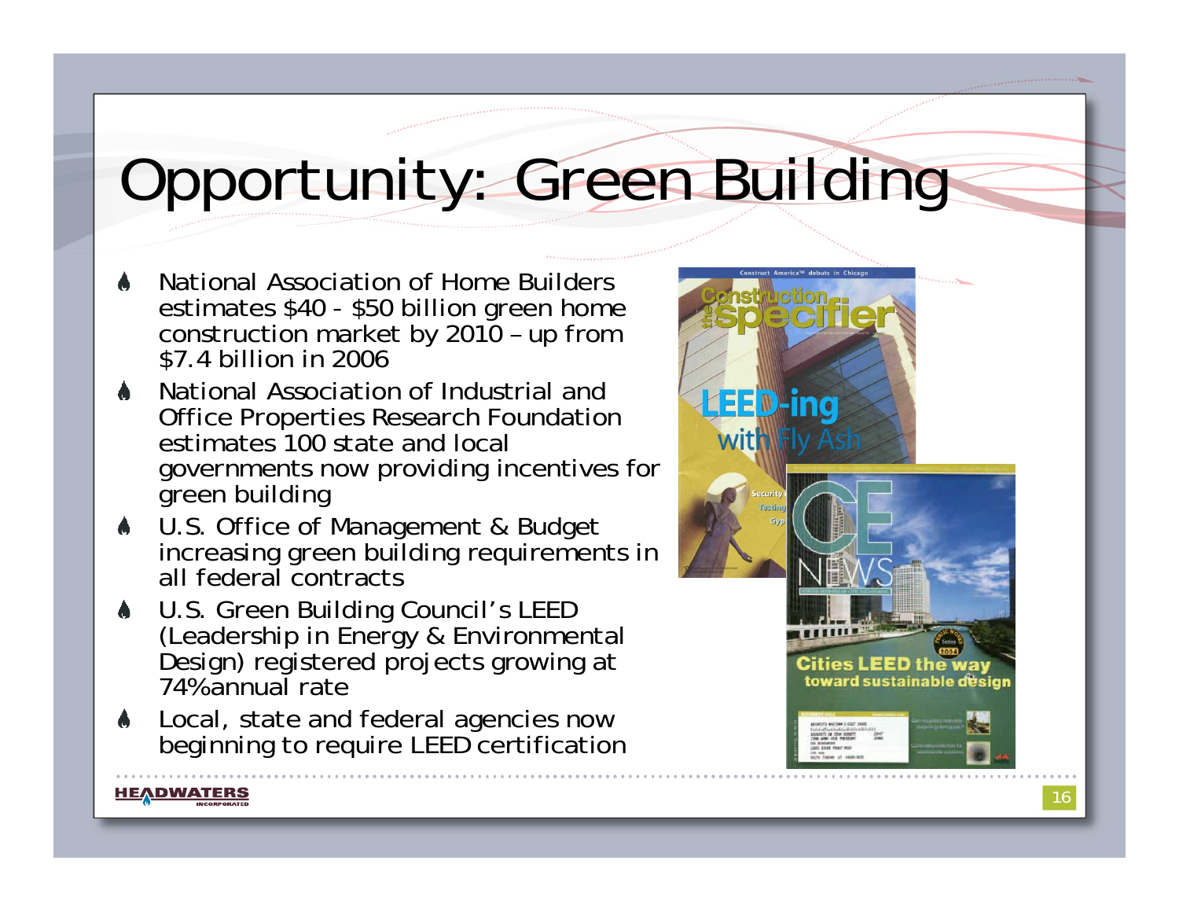# Opportunity: Green Building

- National Association of Home Builders estimates $40 - $50 billion green home construction market by 2010 – up from $7.4 billion in 2006
- National Association of Industrial and Office Properties Research Foundation estimates 100 state and local governments now providing incentives for green building
- U.S. Office of Management & Budget increasing green building requirements in all federal contracts
- U.S. Green Building Council's LEED (Leadership in Energy & Environmental Design) registered projects growing at 74% annual rate
- Local, state and federal agencies now beginning to require LEED certification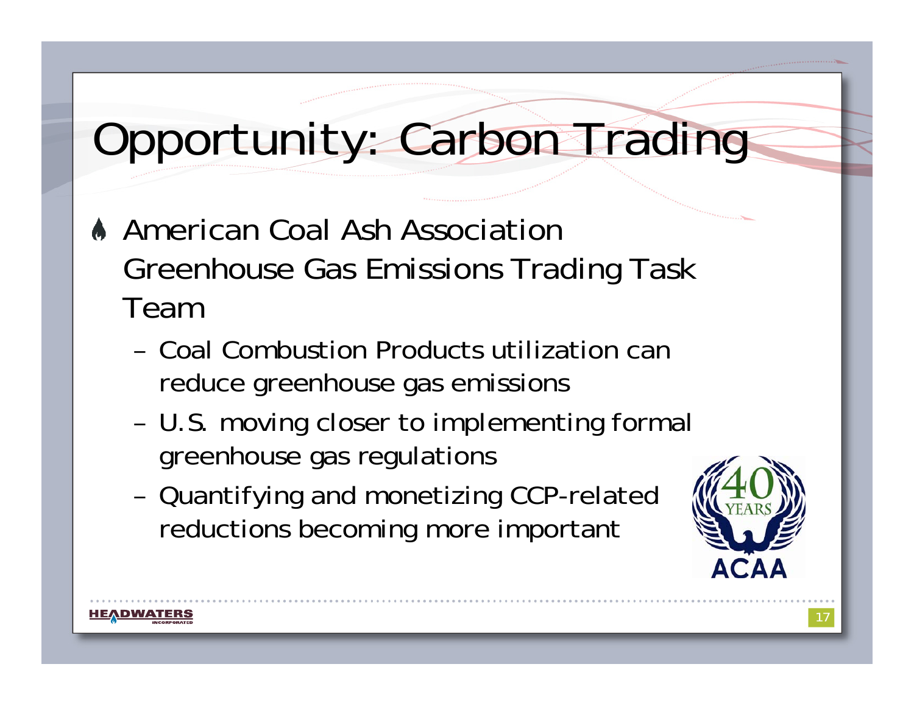# Opportunity: Carbon Trading

- American Coal Ash Association Greenhouse Gas Emissions Trading Task Team
  - Coal Combustion Products utilization can reduce greenhouse gas emissions
  - U.S. moving closer to implementing formal greenhouse gas regulations
  - Quantifying and monetizing CCP-related reductions becoming more important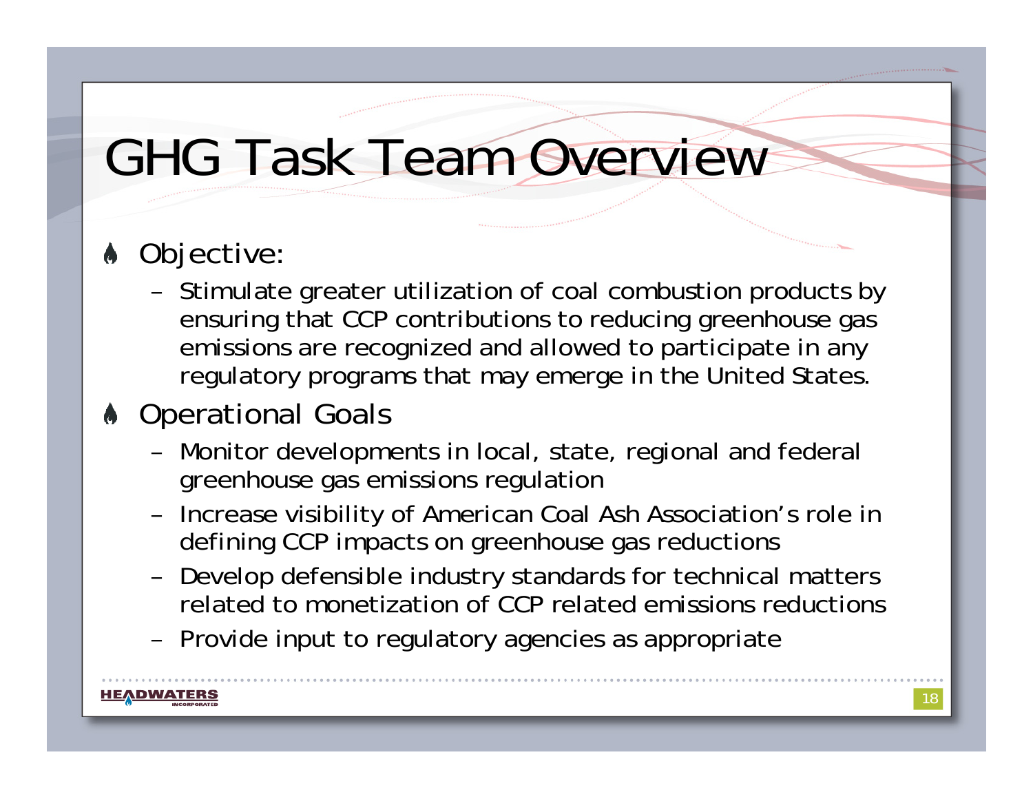# GHG Task Team Overview

- Objective:
  - Stimulate greater utilization of coal combustion products by ensuring that CCP contributions to reducing greenhouse gas emissions are recognized and allowed to participate in any regulatory programs that may emerge in the United States.
- Operational Goals
  - Monitor developments in local, state, regional and federal greenhouse gas emissions regulation
  - Increase visibility of American Coal Ash Association's role in defining CCP impacts on greenhouse gas reductions
  - Develop defensible industry standards for technical matters related to monetization of CCP related emissions reductions
  - Provide input to regulatory agencies as appropriate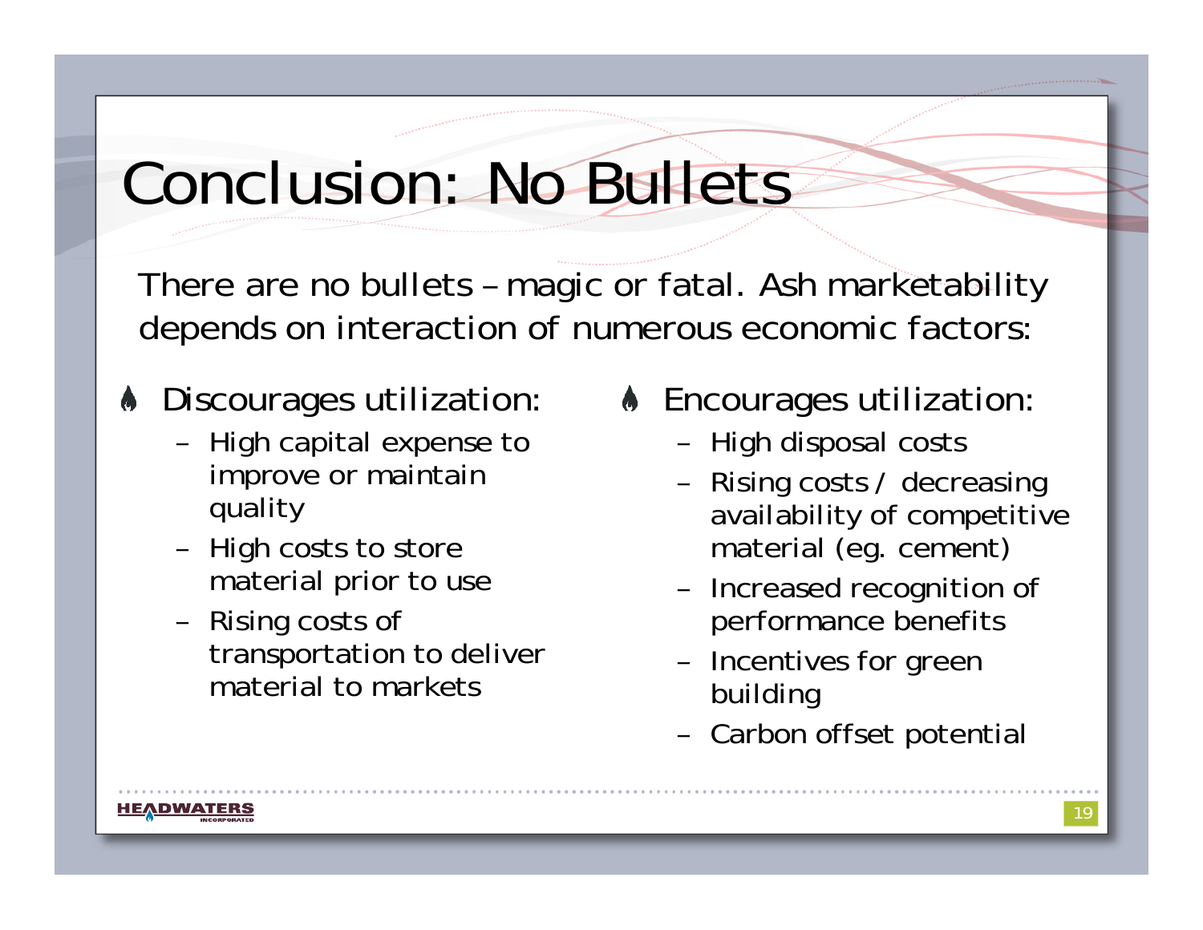# Conclusion: No Bullets

There are no bullets – magic or fatal. Ash marketability depends on interaction of numerous economic factors:

- Discourages utilization:
  - High capital expense to improve or maintain quality
  - High costs to store material prior to use
  - Rising costs of transportation to deliver material to markets
- Encourages utilization:
  - High disposal costs
  - Rising costs / decreasing availability of competitive material (eg. cement)
  - Increased recognition of performance benefits
  - Incentives for green building
  - Carbon offset potential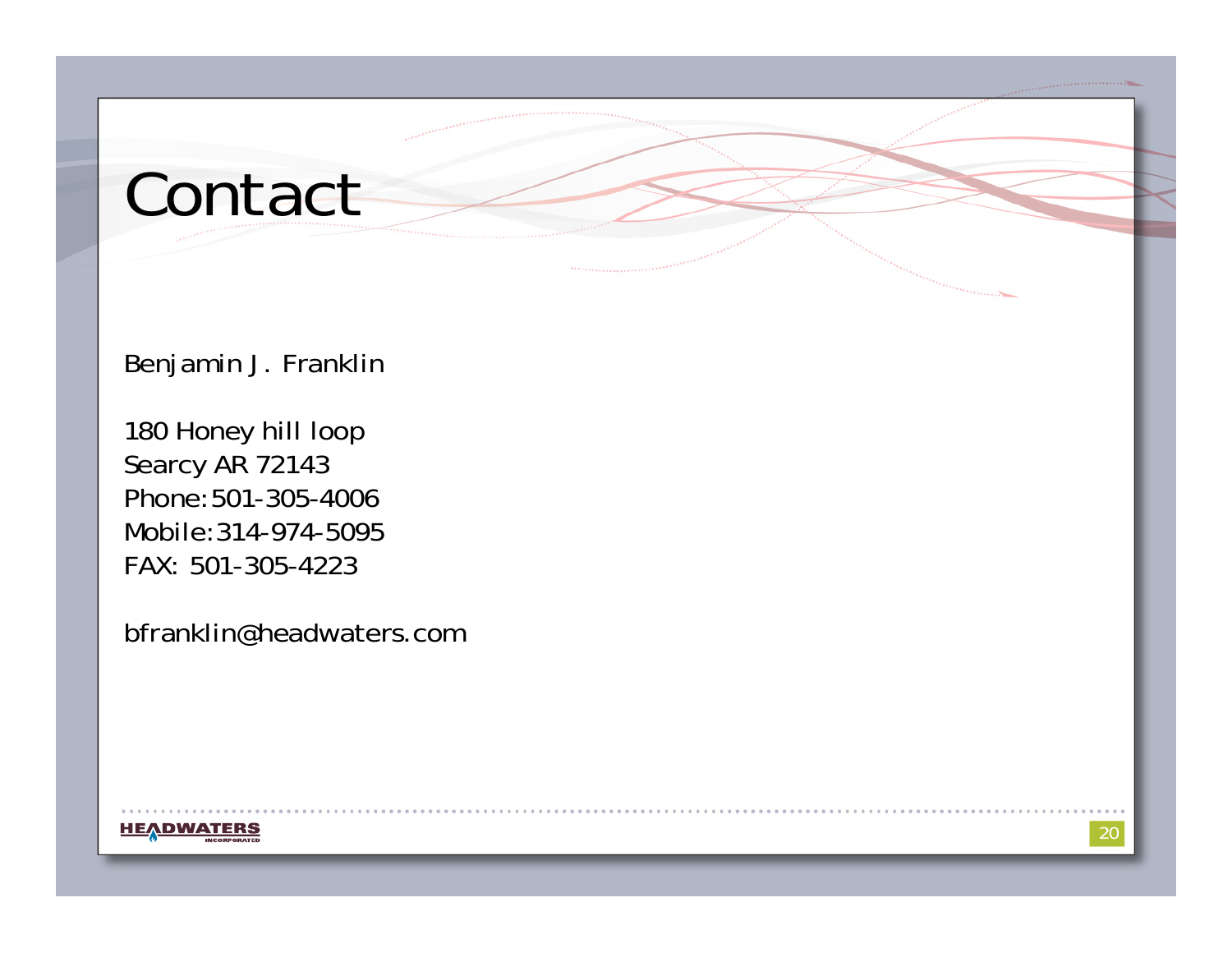# Contact

Benjamin J. Franklin

180 Honey hill loop
Searcy AR 72143
Phone: 501-305-4006
Mobile: 314-974-5095
FAX: 501-305-4223

bfranklin@headwaters.com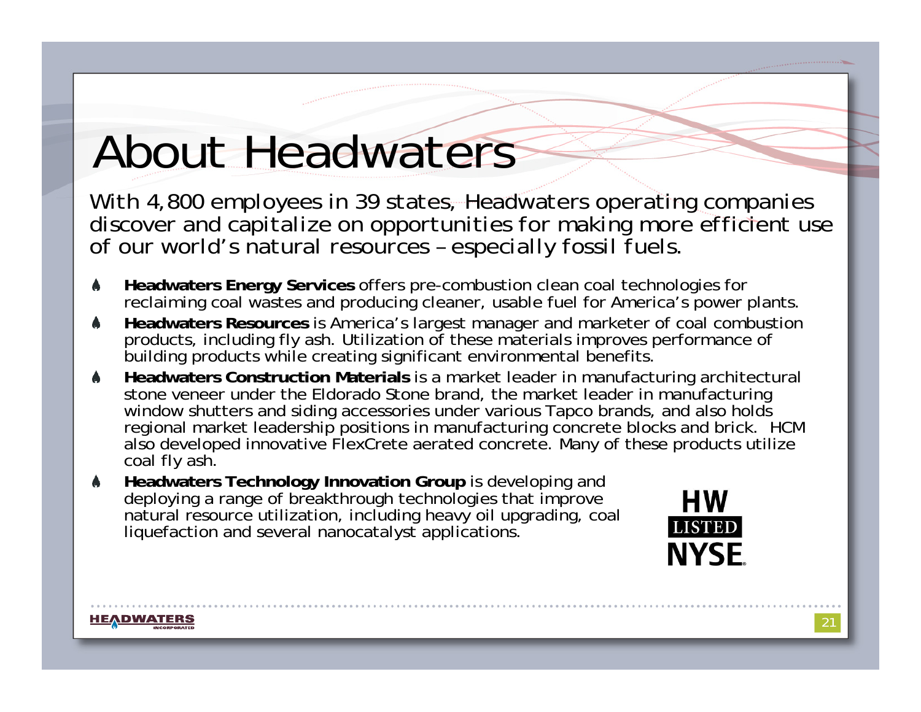# About Headwaters

With 4,800 employees in 39 states, Headwaters operating companies discover and capitalize on opportunities for making more efficient use of our world's natural resources – especially fossil fuels.

- **Headwaters Energy Services** offers pre-combustion clean coal technologies for reclaiming coal wastes and producing cleaner, usable fuel for America's power plants.
- **Headwaters Resources** is America's largest manager and marketer of coal combustion products, including fly ash. Utilization of these materials improves performance of building products while creating significant environmental benefits.
- **Headwaters Construction Materials** is a market leader in manufacturing architectural stone veneer under the Eldorado Stone brand, the market leader in manufacturing window shutters and siding accessories under various Tapco brands, and also holds regional market leadership positions in manufacturing concrete blocks and brick. HCM also developed innovative FlexCrete aerated concrete. Many of these products utilize coal fly ash.
- **Headwaters Technology Innovation Group** is developing and deploying a range of breakthrough technologies that improve natural resource utilization, including heavy oil upgrading, coal liquefaction and several nanocatalyst applications.

HW
LISTED
NYSE